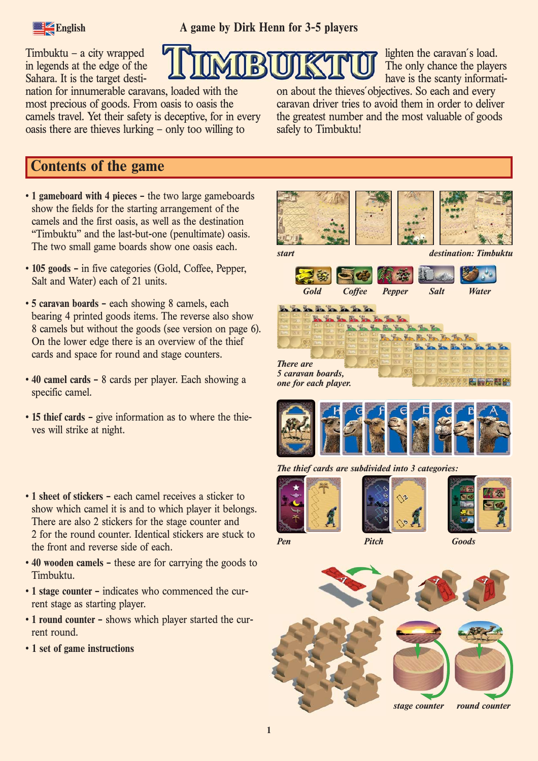English

A game by Dirk Henn for 3-5 players

# TIMBUKTU

Timbuktu – a city wrapped in legends at the edge of the Sahara. It is the target destination for innumerable caravans, loaded with the most precious of goods. From oasis to oasis the camels travel. Yet their safety is deceptive, for in every oasis there are thieves lurking – only too willing to lighten the caravan´s load. The only chance the players have is the scanty information about the thieves´objectives. So each and every caravan driver tries to avoid them in order to deliver the greatest number and the most valuable of goods safely to Timbuktu!

## Contents of the game

- **1 gameboard with 4 pieces** – the two large gameboards show the fields for the starting arrangement of the camels and the first oasis, as well as the destination "Timbuktu" and the last-but-one (penultimate) oasis. The two small game boards show one oasis each.
- **105 goods** – in five categories (Gold, Coffee, Pepper, Salt and Water) each of 21 units.
- **5 caravan boards** – each showing 8 camels, each bearing 4 printed goods items. The reverse also show 8 camels but without the goods (see version on page 6). On the lower edge there is an overview of the thief cards and space for round and stage counters.
- **40 camel cards** – 8 cards per player. Each showing a specific camel.
- **15 thief cards** – give information as to where the thieves will strike at night.
- **1 sheet of stickers** – each camel receives a sticker to show which camel it is and to which player it belongs. There are also 2 stickers for the stage counter and 2 for the round counter. Identical stickers are stuck to the front and reverse side of each.
- **40 wooden camels** – these are for carrying the goods to Timbuktu.
- **1 stage counter** – indicates who commenced the current stage as starting player.
- **1 round counter** – shows which player started the current round.
- **1 set of game instructions**

*start* *destination: Timbuktu*

*Gold* *Coffee* *Pepper* *Salt* *Water*

*There are 5 caravan boards, one for each player.*

*The thief cards are subdivided into 3 categories:*

*Pen* *Pitch* *Goods*

*stage counter* *round counter*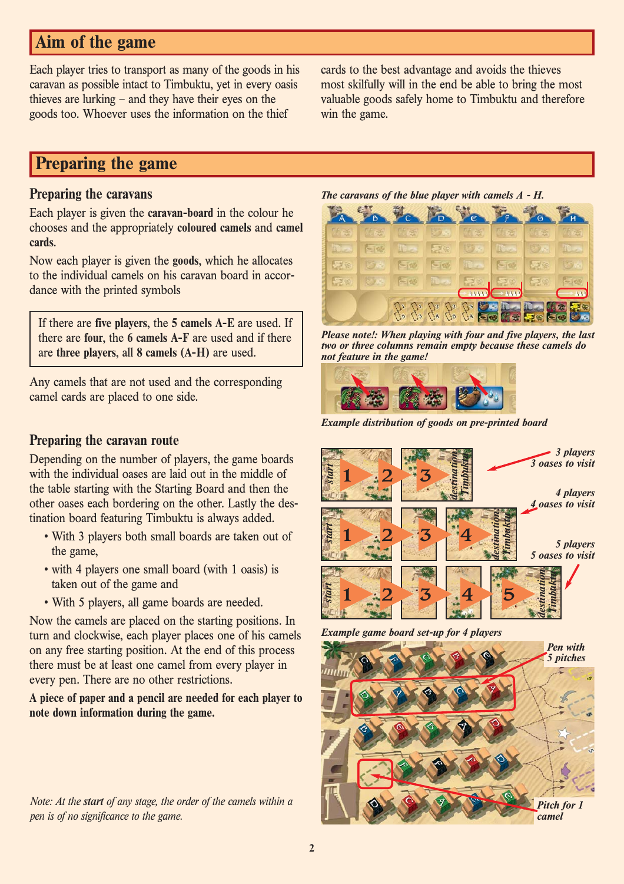## Aim of the game

Each player tries to transport as many of the goods in his caravan as possible intact to Timbuktu, yet in every oasis thieves are lurking – and they have their eyes on the goods too. Whoever uses the information on the thief cards to the best advantage and avoids the thieves most skilfully will in the end be able to bring the most valuable goods safely home to Timbuktu and therefore win the game.

## Preparing the game

### Preparing the caravans

Each player is given the **caravan-board** in the colour he chooses and the appropriately **coloured camels** and **camel cards**.

Now each player is given the **goods**, which he allocates to the individual camels on his caravan board in accordance with the printed symbols

> If there are **five players**, the **5 camels A-E** are used. If there are **four**, the **6 camels A-F** are used and if there are **three players**, all **8 camels (A-H)** are used.

Any camels that are not used and the corresponding camel cards are placed to one side.

*The caravans of the blue player with camels A - H.*

***Please note!: When playing with four and five players, the last two or three columns remain empty because these camels do not feature in the game!***

***Example distribution of goods on pre-printed board***

### Preparing the caravan route

Depending on the number of players, the game boards with the individual oases are laid out in the middle of the table starting with the Starting Board and then the other oases each bordering on the other. Lastly the destination board featuring Timbuktu is always added.

- With 3 players both small boards are taken out of the game,
- with 4 players one small board (with 1 oasis) is taken out of the game and
- With 5 players, all game boards are needed.

Now the camels are placed on the starting positions. In turn and clockwise, each player places one of his camels on any free starting position. At the end of this process there must be at least one camel from every player in every pen. There are no other restrictions.

**A piece of paper and a pencil are needed for each player to note down information during the game.**

*3 players 3 oases to visit*

*4 players 4 oases to visit*

*5 players 5 oases to visit*

***Example game board set-up for 4 players***

*Pen with 5 pitches*

*Pitch for 1 camel*

*Note: At the **start** of any stage, the order of the camels within a pen is of no significance to the game.*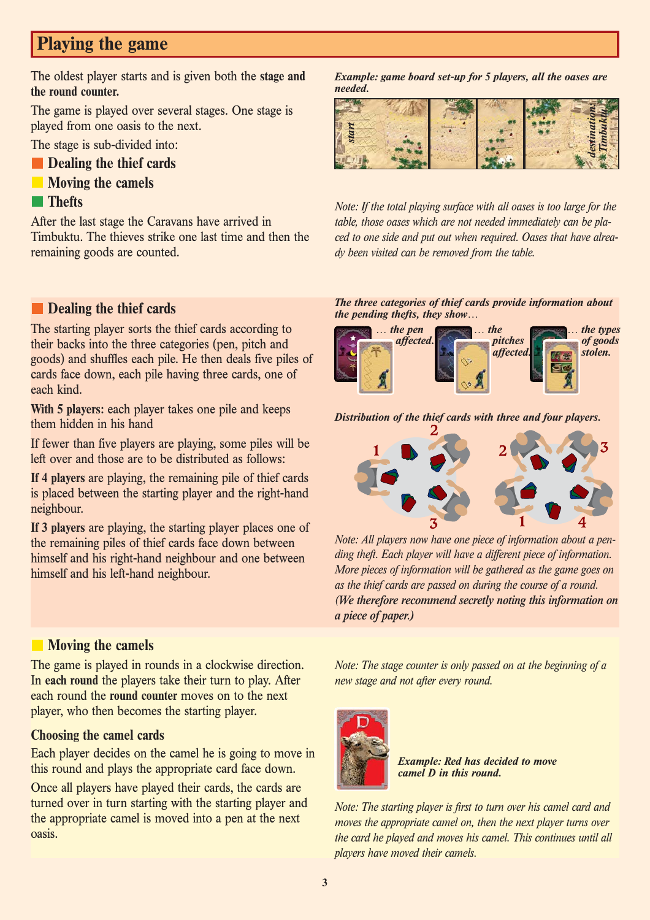## Playing the game

The oldest player starts and is given both the **stage and the round counter.**

The game is played over several stages. One stage is played from one oasis to the next.

The stage is sub-divided into:

- **Dealing the thief cards**
- **Moving the camels**
- **Thefts**

After the last stage the Caravans have arrived in Timbuktu. The thieves strike one last time and then the remaining goods are counted.

***Example: game board set-up for 5 players, all the oases are needed.***

*start* — *destination: Timbuktu*

*Note: If the total playing surface with all oases is too large for the table, those oases which are not needed immediately can be placed to one side and put out when required. Oases that have already been visited can be removed from the table.*

### Dealing the thief cards

The starting player sorts the thief cards according to their backs into the three categories (pen, pitch and goods) and shuffles each pile. He then deals five piles of cards face down, each pile having three cards, one of each kind.

**With 5 players:** each player takes one pile and keeps them hidden in his hand

If fewer than five players are playing, some piles will be left over and those are to be distributed as follows:

**If 4 players** are playing, the remaining pile of thief cards is placed between the starting player and the right-hand neighbour.

**If 3 players** are playing, the starting player places one of the remaining piles of thief cards face down between himself and his right-hand neighbour and one between himself and his left-hand neighbour.

***The three categories of thief cards provide information about the pending thefts, they show…***

***… the pen affected.*** ***… the pitches affected.*** ***… the types of goods stolen.***

***Distribution of the thief cards with three and four players.***

*Note: All players now have one piece of information about a pending theft. Each player will have a different piece of information. More pieces of information will be gathered as the game goes on as the thief cards are passed on during the course of a round. **(We therefore recommend secretly noting this information on a piece of paper.)***

### Moving the camels

The game is played in rounds in a clockwise direction. In **each round** the players take their turn to play. After each round the **round counter** moves on to the next player, who then becomes the starting player.

*Note: The stage counter is only passed on at the beginning of a new stage and not after every round.*

#### Choosing the camel cards

Each player decides on the camel he is going to move in this round and plays the appropriate card face down.

Once all players have played their cards, the cards are turned over in turn starting with the starting player and the appropriate camel is moved into a pen at the next oasis.

***Example: Red has decided to move camel D in this round.***

*Note: The starting player is first to turn over his camel card and moves the appropriate camel on, then the next player turns over the card he played and moves his camel. This continues until all players have moved their camels.*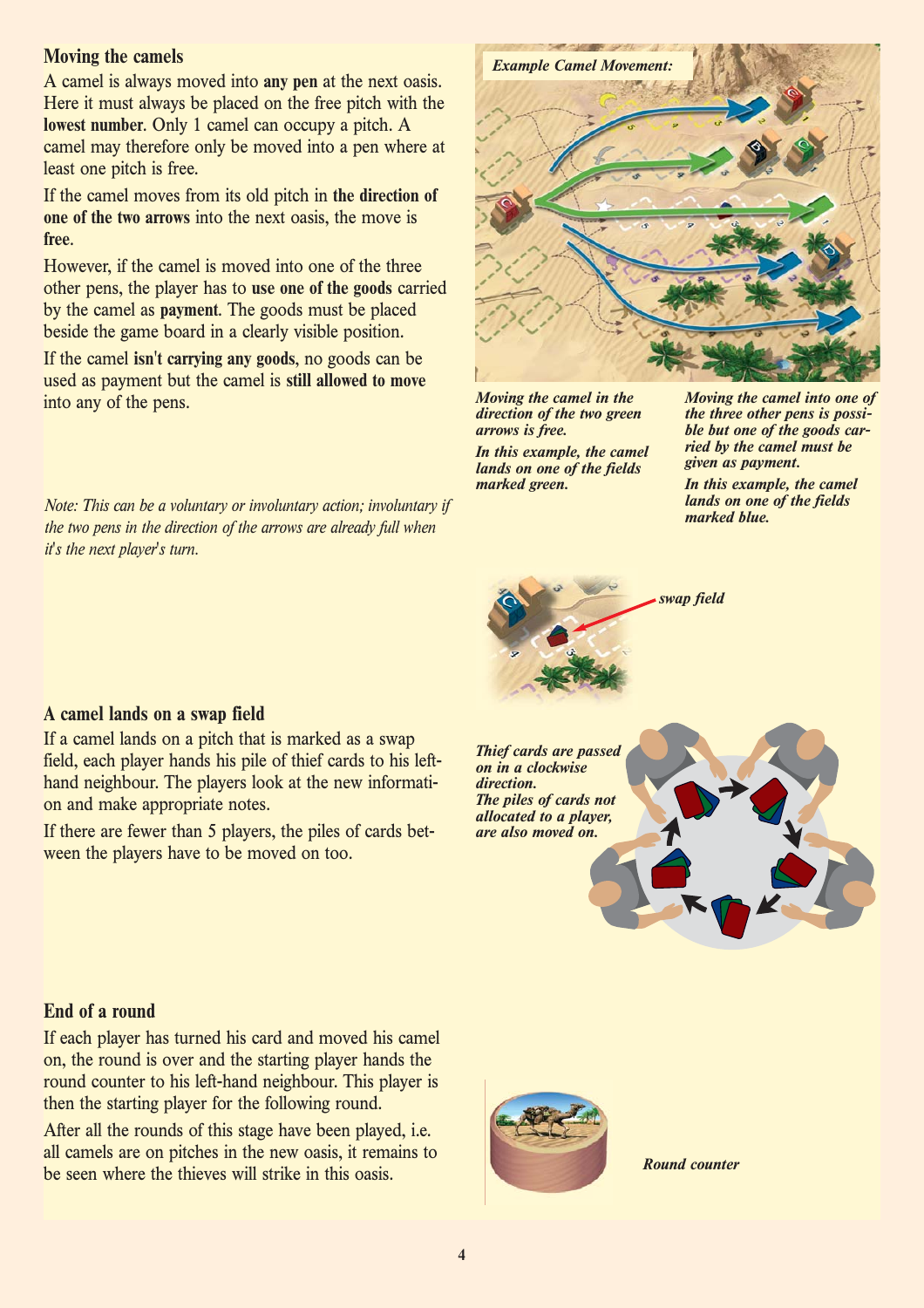## Moving the camels

A camel is always moved into **any pen** at the next oasis. Here it must always be placed on the free pitch with the **lowest number**. Only 1 camel can occupy a pitch. A camel may therefore only be moved into a pen where at least one pitch is free.

If the camel moves from its old pitch in **the direction of one of the two arrows** into the next oasis, the move is **free**.

However, if the camel is moved into one of the three other pens, the player has to **use one of the goods** carried by the camel as **payment**. The goods must be placed beside the game board in a clearly visible position.

If the camel **isn't carrying any goods**, no goods can be used as payment but the camel is **still allowed to move** into any of the pens.

*Note: This can be a voluntary or involuntary action; involuntary if the two pens in the direction of the arrows are already full when it's the next player's turn.*

***Example Camel Movement:***

***Moving the camel in the direction of the two green arrows is free.***

***In this example, the camel lands on one of the fields marked green.***

***Moving the camel into one of the three other pens is possible but one of the goods carried by the camel must be given as payment.***

***In this example, the camel lands on one of the fields marked blue.***

***swap field***

## A camel lands on a swap field

If a camel lands on a pitch that is marked as a swap field, each player hands his pile of thief cards to his left-hand neighbour. The players look at the new information and make appropriate notes.

If there are fewer than 5 players, the piles of cards between the players have to be moved on too.

***Thief cards are passed on in a clockwise direction.***
***The piles of cards not allocated to a player, are also moved on.***

## End of a round

If each player has turned his card and moved his camel on, the round is over and the starting player hands the round counter to his left-hand neighbour. This player is then the starting player for the following round.

After all the rounds of this stage have been played, i.e. all camels are on pitches in the new oasis, it remains to be seen where the thieves will strike in this oasis.

***Round counter***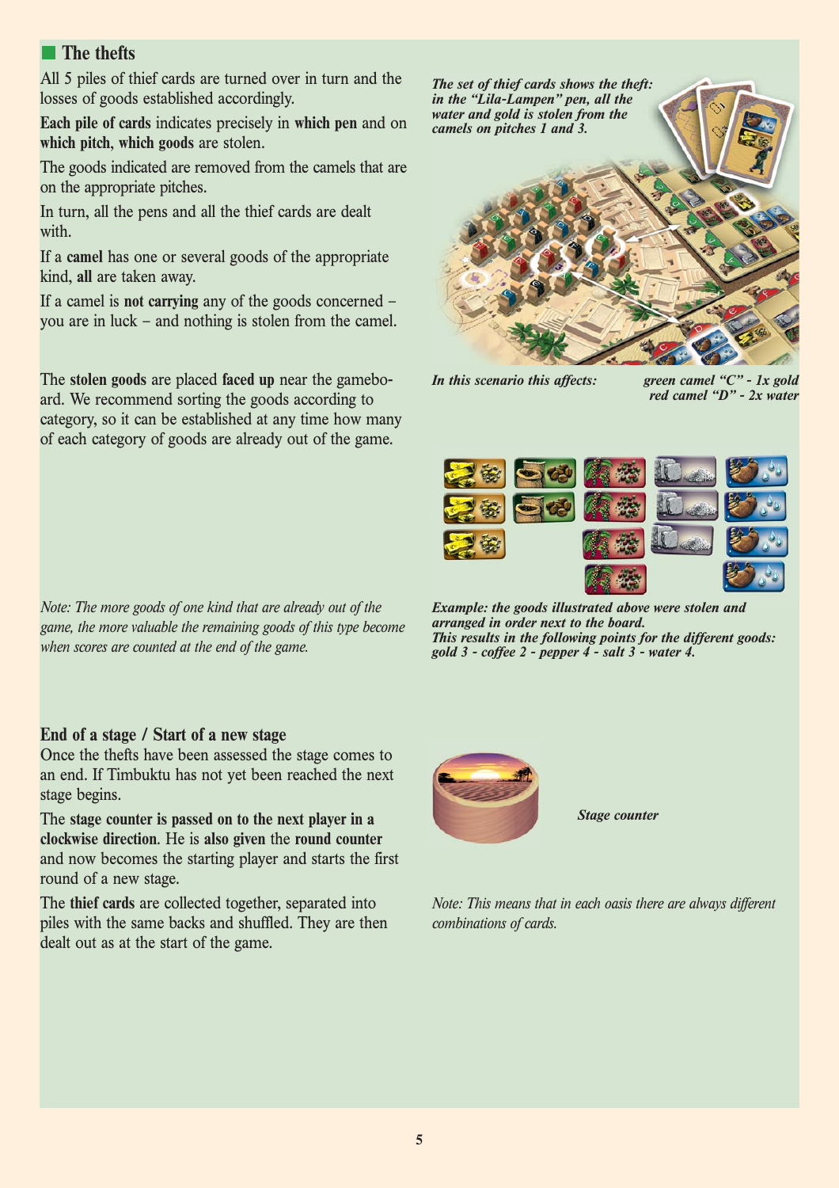## The thefts

All 5 piles of thief cards are turned over in turn and the losses of goods established accordingly.

**Each pile of cards** indicates precisely in **which pen** and on **which pitch, which goods** are stolen.

The goods indicated are removed from the camels that are on the appropriate pitches.

In turn, all the pens and all the thief cards are dealt with.

If a **camel** has one or several goods of the appropriate kind, **all** are taken away.

If a camel is **not carrying** any of the goods concerned – you are in luck – and nothing is stolen from the camel.

*The set of thief cards shows the theft: in the "Lila-Lampen" pen, all the water and gold is stolen from the camels on pitches 1 and 3.*

*In this scenario this affects:* *green camel "C" - 1x gold* *red camel "D" - 2x water*

The **stolen goods** are placed **faced up** near the gameboard. We recommend sorting the goods according to category, so it can be established at any time how many of each category of goods are already out of the game.

*Note: The more goods of one kind that are already out of the game, the more valuable the remaining goods of this type become when scores are counted at the end of the game.*

***Example: the goods illustrated above were stolen and arranged in order next to the board.***
***This results in the following points for the different goods: gold 3 - coffee 2 - pepper 4 - salt 3 - water 4.***

### End of a stage / Start of a new stage

Once the thefts have been assessed the stage comes to an end. If Timbuktu has not yet been reached the next stage begins.

The **stage counter is passed on to the next player in a clockwise direction**. He is **also given** the **round counter** and now becomes the starting player and starts the first round of a new stage.

***Stage counter***

The **thief cards** are collected together, separated into piles with the same backs and shuffled. They are then dealt out as at the start of the game.

*Note: This means that in each oasis there are always different combinations of cards.*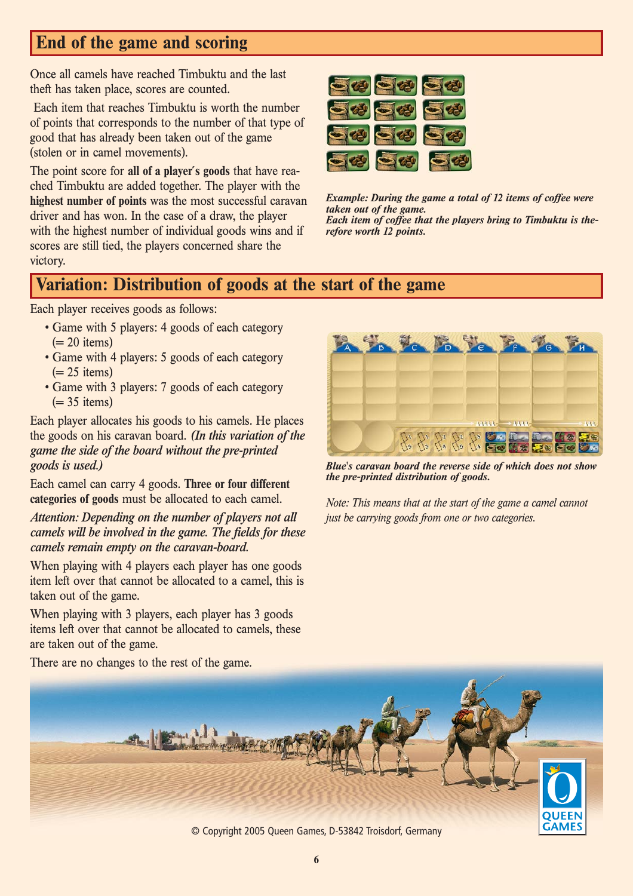## End of the game and scoring

Once all camels have reached Timbuktu and the last theft has taken place, scores are counted.

Each item that reaches Timbuktu is worth the number of points that corresponds to the number of that type of good that has already been taken out of the game (stolen or in camel movements).

The point score for **all of a player´s goods** that have reached Timbuktu are added together. The player with the **highest number of points** was the most successful caravan driver and has won. In the case of a draw, the player with the highest number of individual goods wins and if scores are still tied, the players concerned share the victory.

***Example: During the game a total of 12 items of coffee were taken out of the game.***
***Each item of coffee that the players bring to Timbuktu is therefore worth 12 points.***

## Variation: Distribution of goods at the start of the game

Each player receives goods as follows:

- Game with 5 players: 4 goods of each category (= 20 items)
- Game with 4 players: 5 goods of each category (= 25 items)
- Game with 3 players: 7 goods of each category (= 35 items)

Each player allocates his goods to his camels. He places the goods on his caravan board. ***(In this variation of the game the side of the board without the pre-printed goods is used.)***

Each camel can carry 4 goods. **Three or four different categories of goods** must be allocated to each camel.

*Attention: Depending on the number of players not all camels will be involved in the game. The fields for these camels remain empty on the caravan-board.*

When playing with 4 players each player has one goods item left over that cannot be allocated to a camel, this is taken out of the game.

When playing with 3 players, each player has 3 goods items left over that cannot be allocated to camels, these are taken out of the game.

There are no changes to the rest of the game.

***Blue's caravan board the reverse side of which does not show the pre-printed distribution of goods.***

*Note: This means that at the start of the game a camel cannot just be carrying goods from one or two categories.*

© Copyright 2005 Queen Games, D-53842 Troisdorf, Germany